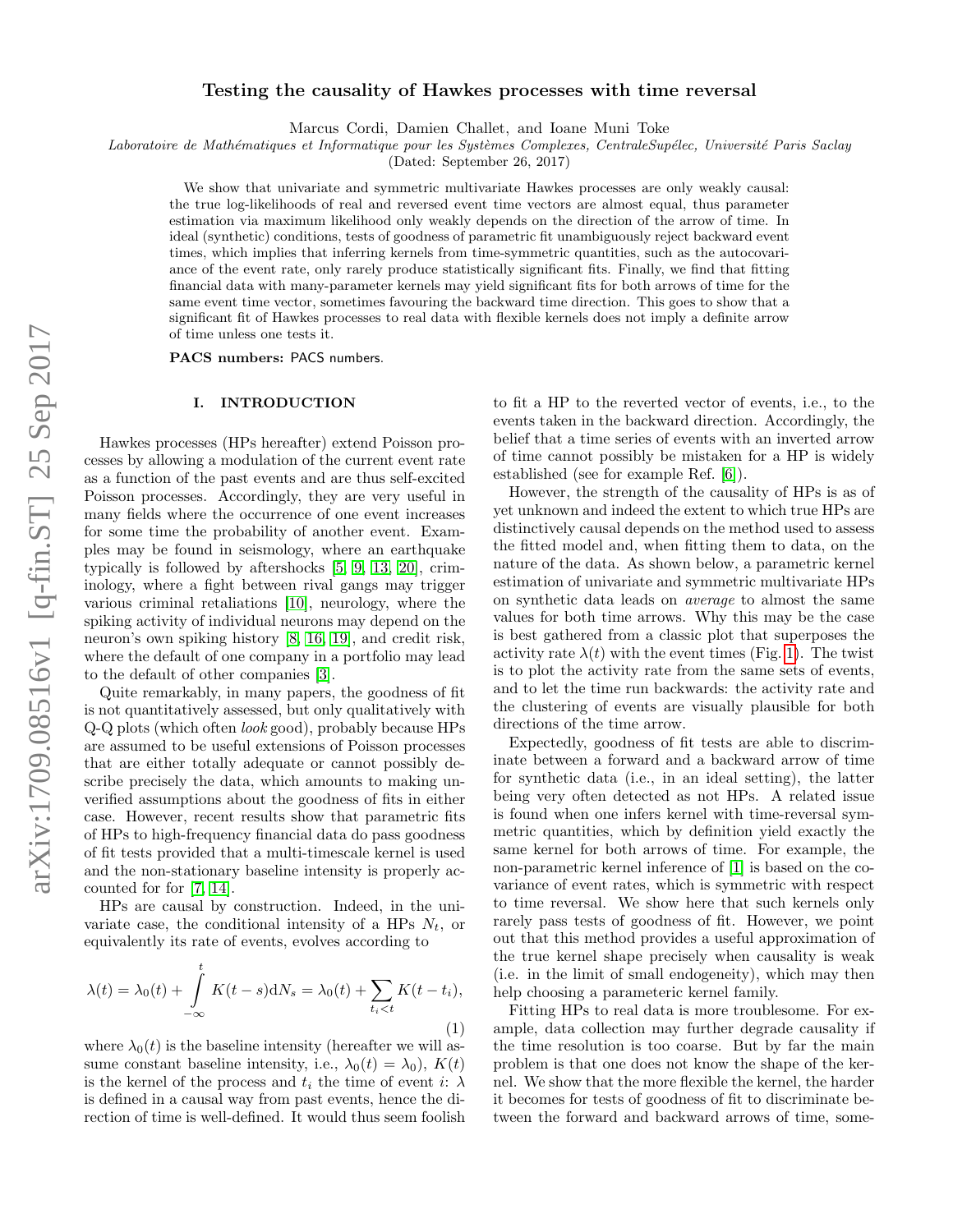# Testing the causality of Hawkes processes with time reversal

Marcus Cordi, Damien Challet, and Ioane Muni Toke

*Laboratoire de Mathématiques et Informatique pour les Systèmes Complexes, CentraleSupélec, Université Paris Saclay*

(Dated: September 26, 2017)

We show that univariate and symmetric multivariate Hawkes processes are only weakly causal: the true log-likelihoods of real and reversed event time vectors are almost equal, thus parameter estimation via maximum likelihood only weakly depends on the direction of the arrow of time. In ideal (synthetic) conditions, tests of goodness of parametric fit unambiguously reject backward event times, which implies that inferring kernels from time-symmetric quantities, such as the autocovariance of the event rate, only rarely produce statistically significant fits. Finally, we find that fitting financial data with many-parameter kernels may yield significant fits for both arrows of time for the same event time vector, sometimes favouring the backward time direction. This goes to show that a significant fit of Hawkes processes to real data with flexible kernels does not imply a definite arrow of time unless one tests it.

**PACS numbers:** PACS numbers.

## I. INTRODUCTION

Hawkes processes (HPs hereafter) extend Poisson processes by allowing a modulation of the current event rate as a function of the past events and are thus self-excited Poisson processes. Accordingly, they are very useful in many fields where the occurrence of one event increases for some time the probability of another event. Examples may be found in seismology, where an earthquake typically is followed by aftershocks [5, 9, 13, 20], criminology, where a fight between rival gangs may trigger various criminal retaliations [10], neurology, where the spiking activity of individual neurons may depend on the neuron's own spiking history [8, 16, 19], and credit risk, where the default of one company in a portfolio may lead to the default of other companies [3].

Quite remarkably, in many papers, the goodness of fit is not quantitatively assessed, but only qualitatively with Q-Q plots (which often *look* good), probably because HPs are assumed to be useful extensions of Poisson processes that are either totally adequate or cannot possibly describe precisely the data, which amounts to making unverified assumptions about the goodness of fits in either case. However, recent results show that parametric fits of HPs to high-frequency financial data do pass goodness of fit tests provided that a multi-timescale kernel is used and the non-stationary baseline intensity is properly accounted for for [7, 14].

HPs are causal by construction. Indeed, in the univariate case, the conditional intensity of a HPs $N_t$, or equivalently its rate of events, evolves according to

$$\lambda(t) = \lambda_0(t) + \int_{-\infty}^{t} K(t-s)\mathrm{d}N_s = \lambda_0(t) + \sum_{t_i<t} K(t-t_i), \tag{1}$$

where $\lambda_0(t)$ is the baseline intensity (hereafter we will assume constant baseline intensity, i.e., $\lambda_0(t) = \lambda_0$), $K(t)$ is the kernel of the process and $t_i$ the time of event $i$: $\lambda$ is defined in a causal way from past events, hence the direction of time is well-defined. It would thus seem foolish to fit a HP to the reverted vector of events, i.e., to the events taken in the backward direction. Accordingly, the belief that a time series of events with an inverted arrow of time cannot possibly be mistaken for a HP is widely established (see for example Ref. [6]).

However, the strength of the causality of HPs is as of yet unknown and indeed the extent to which true HPs are distinctively causal depends on the method used to assess the fitted model and, when fitting them to data, on the nature of the data. As shown below, a parametric kernel estimation of univariate and symmetric multivariate HPs on synthetic data leads on *average* to almost the same values for both time arrows. Why this may be the case is best gathered from a classic plot that superposes the activity rate $\lambda(t)$ with the event times (Fig. 1). The twist is to plot the activity rate from the same sets of events, and to let the time run backwards: the activity rate and the clustering of events are visually plausible for both directions of the time arrow.

Expectedly, goodness of fit tests are able to discriminate between a forward and a backward arrow of time for synthetic data (i.e., in an ideal setting), the latter being very often detected as not HPs. A related issue is found when one infers kernel with time-reversal symmetric quantities, which by definition yield exactly the same kernel for both arrows of time. For example, the non-parametric kernel inference of [1] is based on the covariance of event rates, which is symmetric with respect to time reversal. We show here that such kernels only rarely pass tests of goodness of fit. However, we point out that this method provides a useful approximation of the true kernel shape precisely when causality is weak (i.e. in the limit of small endogeneity), which may then help choosing a parametric kernel family.

Fitting HPs to real data is more troublesome. For example, data collection may further degrade causality if the time resolution is too coarse. But by far the main problem is that one does not know the shape of the kernel. We show that the more flexible the kernel, the harder it becomes for tests of goodness of fit to discriminate between the forward and backward arrows of time, some-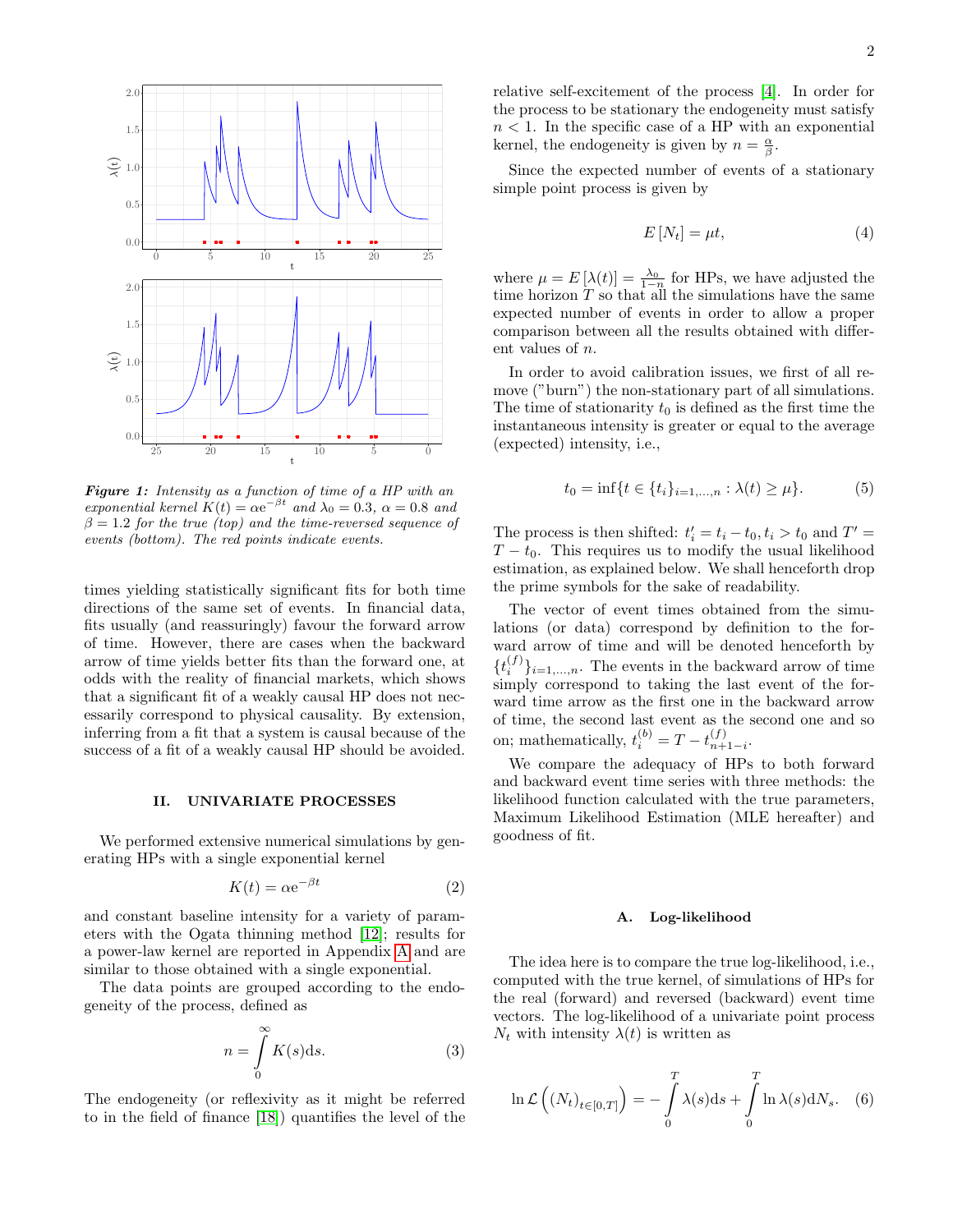*Figure 1: Intensity as a function of time of a HP with an exponential kernel $K(t) = \alpha e^{-\beta t}$ and $\lambda_0 = 0.3$, $\alpha = 0.8$ and $\beta = 1.2$ for the true (top) and the time-reversed sequence of events (bottom). The red points indicate events.*

times yielding statistically significant fits for both time directions of the same set of events. In financial data, fits usually (and reassuringly) favour the forward arrow of time. However, there are cases when the backward arrow of time yields better fits than the forward one, at odds with the reality of financial markets, which shows that a significant fit of a weakly causal HP does not necessarily correspond to physical causality. By extension, inferring from a fit that a system is causal because of the success of a fit of a weakly causal HP should be avoided.

## II. UNIVARIATE PROCESSES

We performed extensive numerical simulations by generating HPs with a single exponential kernel

$$K(t) = \alpha e^{-\beta t} \tag{2}$$

and constant baseline intensity for a variety of parameters with the Ogata thinning method [12]; results for a power-law kernel are reported in Appendix A and are similar to those obtained with a single exponential.

The data points are grouped according to the endogeneity of the process, defined as

$$n = \int_0^\infty K(s)\mathrm{d}s. \tag{3}$$

The endogeneity (or reflexivity as it might be referred to in the field of finance [18]) quantifies the level of the relative self-excitement of the process [4]. In order for the process to be stationary the endogeneity must satisfy $n < 1$. In the specific case of a HP with an exponential kernel, the endogeneity is given by $n = \frac{\alpha}{\beta}$.

Since the expected number of events of a stationary simple point process is given by

$$E[N_t] = \mu t, \tag{4}$$

where $\mu = E[\lambda(t)] = \frac{\lambda_0}{1-n}$ for HPs, we have adjusted the time horizon $T$ so that all the simulations have the same expected number of events in order to allow a proper comparison between all the results obtained with different values of $n$.

In order to avoid calibration issues, we first of all remove ("burn") the non-stationary part of all simulations. The time of stationarity $t_0$ is defined as the first time the instantaneous intensity is greater or equal to the average (expected) intensity, i.e.,

$$t_0 = \inf\{t \in \{t_i\}_{i=1,\dots,n} : \lambda(t) \geq \mu\}. \tag{5}$$

The process is then shifted: $t'_i = t_i - t_0, t_i > t_0$ and $T' = T - t_0$. This requires us to modify the usual likelihood estimation, as explained below. We shall henceforth drop the prime symbols for the sake of readability.

The vector of event times obtained from the simulations (or data) correspond by definition to the forward arrow of time and will be denoted henceforth by $\{t_i^{(f)}\}_{i=1,\dots,n}$. The events in the backward arrow of time simply correspond to taking the last event of the forward time arrow as the first one in the backward arrow of time, the second last event as the second one and so on; mathematically, $t_i^{(b)} = T - t_{n+1-i}^{(f)}$.

We compare the adequacy of HPs to both forward and backward event time series with three methods: the likelihood function calculated with the true parameters, Maximum Likelihood Estimation (MLE hereafter) and goodness of fit.

### A. Log-likelihood

The idea here is to compare the true log-likelihood, i.e., computed with the true kernel, of simulations of HPs for the real (forward) and reversed (backward) event time vectors. The log-likelihood of a univariate point process $N_t$ with intensity $\lambda(t)$ is written as

$$\ln \mathcal{L}\left((N_t)_{t\in[0,T]}\right) = -\int_0^T \lambda(s)\mathrm{d}s + \int_0^T \ln \lambda(s)\mathrm{d}N_s. \tag{6}$$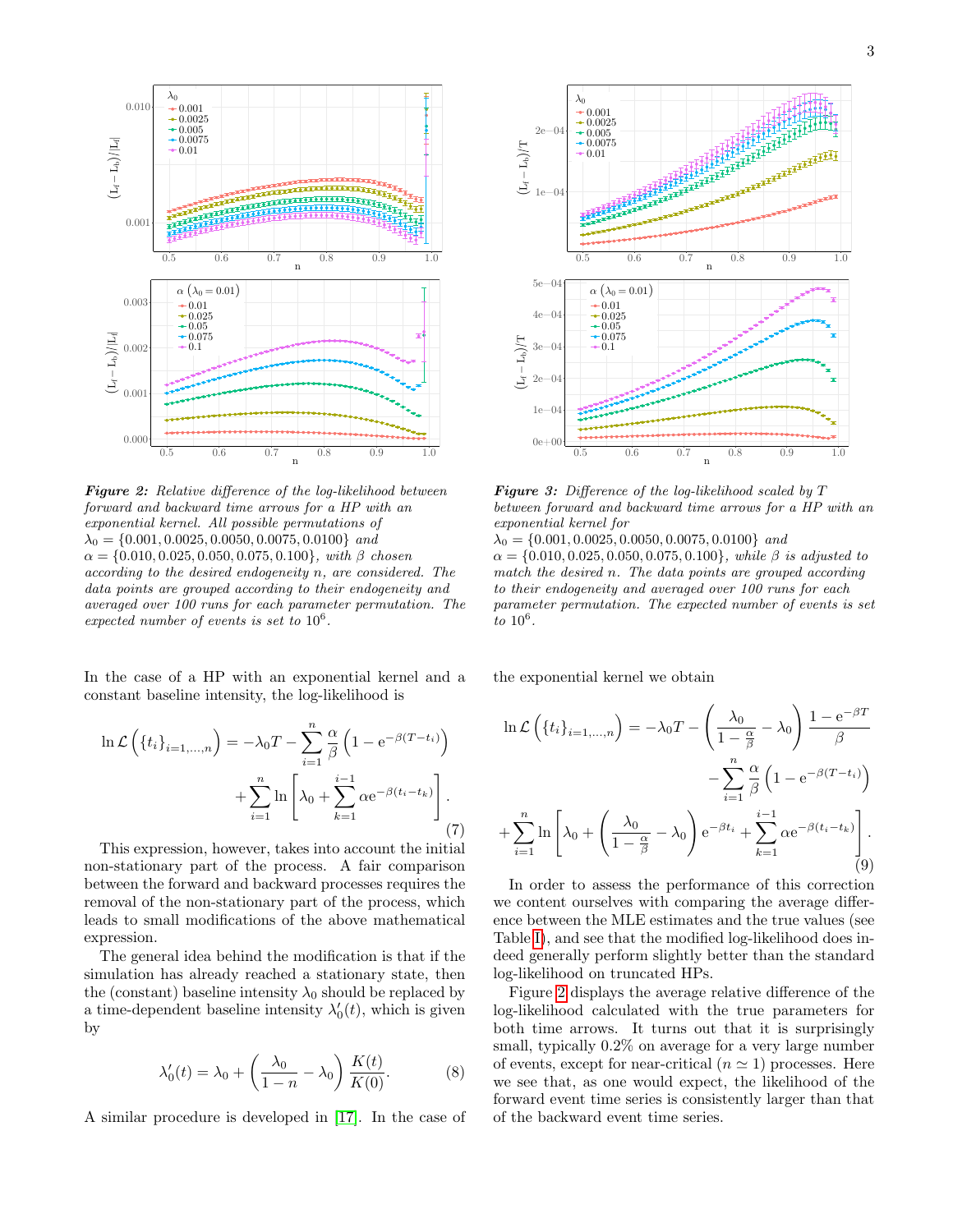*Figure 2: Relative difference of the log-likelihood between forward and backward time arrows for a HP with an exponential kernel. All possible permutations of $\lambda_0 = \{0.001, 0.0025, 0.0050, 0.0075, 0.0100\}$ and $\alpha = \{0.010, 0.025, 0.050, 0.075, 0.100\}$, with $\beta$ chosen according to the desired endogeneity $n$, are considered. The data points are grouped according to their endogeneity and averaged over 100 runs for each parameter permutation. The expected number of events is set to $10^6$.*

*Figure 3: Difference of the log-likelihood scaled by $T$ between forward and backward time arrows for a HP with an exponential kernel for $\lambda_0 = \{0.001, 0.0025, 0.0050, 0.0075, 0.0100\}$ and $\alpha = \{0.010, 0.025, 0.050, 0.075, 0.100\}$, while $\beta$ is adjusted to match the desired $n$. The data points are grouped according to their endogeneity and averaged over 100 runs for each parameter permutation. The expected number of events is set to $10^6$.*

In the case of a HP with an exponential kernel and a constant baseline intensity, the log-likelihood is

$$\ln \mathcal{L}\left(\{t_i\}_{i=1,\dots,n}\right) = -\lambda_0 T - \sum_{i=1}^{n} \frac{\alpha}{\beta}\left(1 - \mathrm{e}^{-\beta(T-t_i)}\right) + \sum_{i=1}^{n} \ln\left[\lambda_0 + \sum_{k=1}^{i-1} \alpha \mathrm{e}^{-\beta(t_i - t_k)}\right]. \tag{7}$$

This expression, however, takes into account the initial non-stationary part of the process. A fair comparison between the forward and backward processes requires the removal of the non-stationary part of the process, which leads to small modifications of the above mathematical expression.

The general idea behind the modification is that if the simulation has already reached a stationary state, then the (constant) baseline intensity $\lambda_0$ should be replaced by a time-dependent baseline intensity $\lambda_0'(t)$, which is given by

$$\lambda_0'(t) = \lambda_0 + \left(\frac{\lambda_0}{1-n} - \lambda_0\right)\frac{K(t)}{K(0)}. \tag{8}$$

A similar procedure is developed in [17]. In the case of the exponential kernel we obtain

$$\begin{aligned}\ln \mathcal{L}\left(\{t_i\}_{i=1,\dots,n}\right) = &-\lambda_0 T - \left(\frac{\lambda_0}{1-\frac{\alpha}{\beta}} - \lambda_0\right)\frac{1-\mathrm{e}^{-\beta T}}{\beta} \\ &- \sum_{i=1}^{n}\frac{\alpha}{\beta}\left(1-\mathrm{e}^{-\beta(T-t_i)}\right) \\ &+ \sum_{i=1}^{n} \ln\left[\lambda_0 + \left(\frac{\lambda_0}{1-\frac{\alpha}{\beta}} - \lambda_0\right)\mathrm{e}^{-\beta t_i} + \sum_{k=1}^{i-1}\alpha \mathrm{e}^{-\beta(t_i-t_k)}\right].\end{aligned} \tag{9}$$

In order to assess the performance of this correction we content ourselves with comparing the average difference between the MLE estimates and the true values (see Table I), and see that the modified log-likelihood does indeed generally perform slightly better than the standard log-likelihood on truncated HPs.

Figure 2 displays the average relative difference of the log-likelihood calculated with the true parameters for both time arrows. It turns out that it is surprisingly small, typically 0.2% on average for a very large number of events, except for near-critical ($n \simeq 1$) processes. Here we see that, as one would expect, the likelihood of the forward event time series is consistently larger than that of the backward event time series.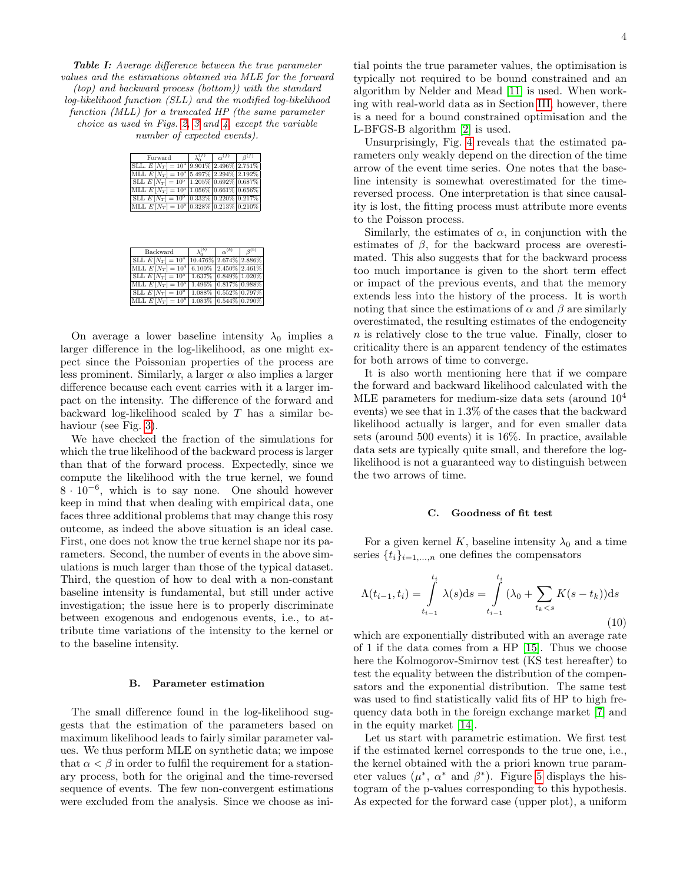***Table I:*** *Average difference between the true parameter values and the estimations obtained via MLE for the forward (top) and backward process (bottom)) with the standard log-likelihood function (SLL) and the modified log-likelihood function (MLL) for a truncated HP (the same parameter choice as used in Figs. 2, 3 and 4, except the variable number of expected events).*

| Forward | $\lambda_0^{(f)}$ | $\alpha^{(f)}$ | $\beta^{(f)}$ |
|---|---|---|---|
| SLL $E[N_T] = 10^4$ | 9.901% | 2.496% | 2.751% |
| MLL $E[N_T] = 10^4$ | 5.497% | 2.294% | 2.192% |
| SLL $E[N_T] = 10^5$ | 1.205% | 0.692% | 0.687% |
| MLL $E[N_T] = 10^5$ | 1.056% | 0.661% | 0.656% |
| SLL $E[N_T] = 10^6$ | 0.332% | 0.220% | 0.217% |
| MLL $E[N_T] = 10^6$ | 0.328% | 0.213% | 0.210% |

| Backward | $\lambda_0^{(b)}$ | $\alpha^{(b)}$ | $\beta^{(b)}$ |
|---|---|---|---|
| SLL $E[N_T] = 10^4$ | 10.476% | 2.674% | 2.886% |
| MLL $E[N_T] = 10^4$ | 6.100% | 2.450% | 2.461% |
| SLL $E[N_T] = 10^5$ | 1.637% | 0.849% | 1.020% |
| MLL $E[N_T] = 10^5$ | 1.496% | 0.817% | 0.988% |
| SLL $E[N_T] = 10^6$ | 1.088% | 0.552% | 0.797% |
| MLL $E[N_T] = 10^6$ | 1.083% | 0.544% | 0.790% |

On average a lower baseline intensity $\lambda_0$ implies a larger difference in the log-likelihood, as one might expect since the Poissonian properties of the process are less prominent. Similarly, a larger $\alpha$ also implies a larger difference because each event carries with it a larger impact on the intensity. The difference of the forward and backward log-likelihood scaled by $T$ has a similar behaviour (see Fig. 3).

We have checked the fraction of the simulations for which the true likelihood of the backward process is larger than that of the forward process. Expectedly, since we compute the likelihood with the true kernel, we found $8 \cdot 10^{-6}$, which is to say none. One should however keep in mind that when dealing with empirical data, one faces three additional problems that may change this rosy outcome, as indeed the above situation is an ideal case. First, one does not know the true kernel shape nor its parameters. Second, the number of events in the above simulations is much larger than those of the typical dataset. Third, the question of how to deal with a non-constant baseline intensity is fundamental, but still under active investigation; the issue here is to properly discriminate between exogenous and endogenous events, i.e., to attribute time variations of the intensity to the kernel or to the baseline intensity.

### B. Parameter estimation

The small difference found in the log-likelihood suggests that the estimation of the parameters based on maximum likelihood leads to fairly similar parameter values. We thus perform MLE on synthetic data; we impose that $\alpha < \beta$ in order to fulfil the requirement for a stationary process, both for the original and the time-reversed sequence of events. The few non-convergent estimations were excluded from the analysis. Since we choose as initial points the true parameter values, the optimisation is typically not required to be bound constrained and an algorithm by Nelder and Mead [11] is used. When working with real-world data as in Section III, however, there is a need for a bound constrained optimisation and the L-BFGS-B algorithm [2] is used.

Unsurprisingly, Fig. 4 reveals that the estimated parameters only weakly depend on the direction of the time arrow of the event time series. One notes that the baseline intensity is somewhat overestimated for the time-reversed process. One interpretation is that since causality is lost, the fitting process must attribute more events to the Poisson process.

Similarly, the estimates of $\alpha$, in conjunction with the estimates of $\beta$, for the backward process are overestimated. This also suggests that for the backward process too much importance is given to the short term effect or impact of the previous events, and that the memory extends less into the history of the process. It is worth noting that since the estimations of $\alpha$ and $\beta$ are similarly overestimated, the resulting estimates of the endogeneity $n$ is relatively close to the true value. Finally, closer to criticality there is an apparent tendency of the estimates for both arrows of time to converge.

It is also worth mentioning here that if we compare the forward and backward likelihood calculated with the MLE parameters for medium-size data sets (around $10^4$ events) we see that in 1.3% of the cases that the backward likelihood actually is larger, and for even smaller data sets (around 500 events) it is 16%. In practice, available data sets are typically quite small, and therefore the log-likelihood is not a guaranteed way to distinguish between the two arrows of time.

### C. Goodness of fit test

For a given kernel $K$, baseline intensity $\lambda_0$ and a time series $\{t_i\}_{i=1,\ldots,n}$ one defines the compensators

$$\Lambda(t_{i-1}, t_i) = \int_{t_{i-1}}^{t_i} \lambda(s)\mathrm{d}s = \int_{t_{i-1}}^{t_i} (\lambda_0 + \sum_{t_k < s} K(s - t_k))\mathrm{d}s \tag{10}$$

which are exponentially distributed with an average rate of 1 if the data comes from a HP [15]. Thus we choose here the Kolmogorov-Smirnov test (KS test hereafter) to test the equality between the distribution of the compensators and the exponential distribution. The same test was used to find statistically valid fits of HP to high frequency data both in the foreign exchange market [7] and in the equity market [14].

Let us start with parametric estimation. We first test if the estimated kernel corresponds to the true one, i.e., the kernel obtained with the a priori known true parameter values ($\mu^*$, $\alpha^*$ and $\beta^*$). Figure 5 displays the histogram of the p-values corresponding to this hypothesis. As expected for the forward case (upper plot), a uniform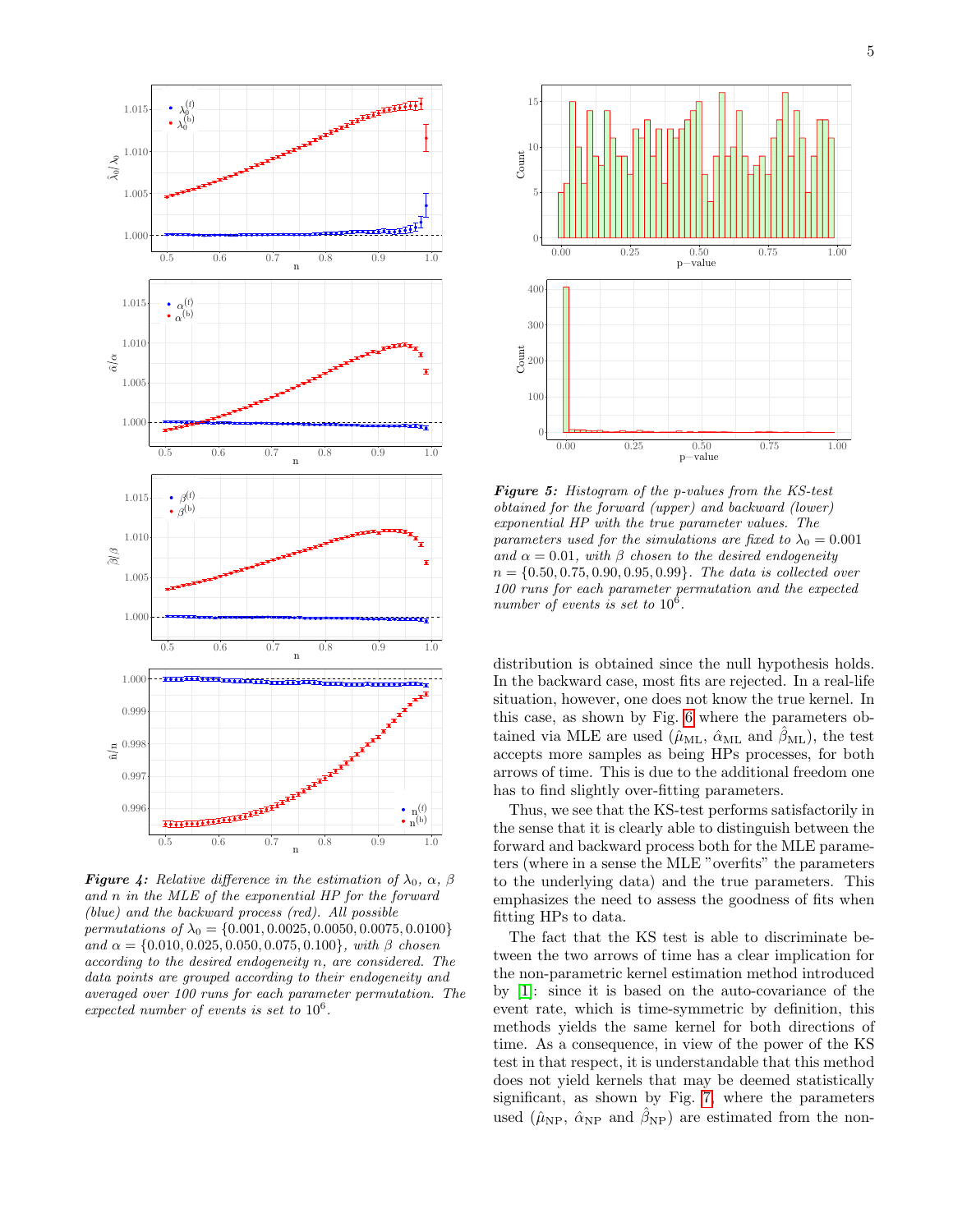*Figure 4: Relative difference in the estimation of $\lambda_0$, $\alpha$, $\beta$ and $n$ in the MLE of the exponential HP for the forward (blue) and the backward process (red). All possible permutations of $\lambda_0 = \{0.001, 0.0025, 0.0050, 0.0075, 0.0100\}$ and $\alpha = \{0.010, 0.025, 0.050, 0.075, 0.100\}$, with $\beta$ chosen according to the desired endogeneity $n$, are considered. The data points are grouped according to their endogeneity and averaged over 100 runs for each parameter permutation. The expected number of events is set to $10^6$.*

*Figure 5: Histogram of the p-values from the KS-test obtained for the forward (upper) and backward (lower) exponential HP with the true parameter values. The parameters used for the simulations are fixed to $\lambda_0 = 0.001$ and $\alpha = 0.01$, with $\beta$ chosen to the desired endogeneity $n = \{0.50, 0.75, 0.90, 0.95, 0.99\}$. The data is collected over 100 runs for each parameter permutation and the expected number of events is set to $10^6$.*

distribution is obtained since the null hypothesis holds. In the backward case, most fits are rejected. In a real-life situation, however, one does not know the true kernel. In this case, as shown by Fig. 6 where the parameters obtained via MLE are used ($\hat{\mu}_{\mathrm{ML}}$, $\hat{\alpha}_{\mathrm{ML}}$ and $\hat{\beta}_{\mathrm{ML}}$), the test accepts more samples as being HPs processes, for both arrows of time. This is due to the additional freedom one has to find slightly over-fitting parameters.

Thus, we see that the KS-test performs satisfactorily in the sense that it is clearly able to distinguish between the forward and backward process both for the MLE parameters (where in a sense the MLE "overfits" the parameters to the underlying data) and the true parameters. This emphasizes the need to assess the goodness of fits when fitting HPs to data.

The fact that the KS test is able to discriminate between the two arrows of time has a clear implication for the non-parametric kernel estimation method introduced by [1]: since it is based on the auto-covariance of the event rate, which is time-symmetric by definition, this methods yields the same kernel for both directions of time. As a consequence, in view of the power of the KS test in that respect, it is understandable that this method does not yield kernels that may be deemed statistically significant, as shown by Fig. 7, where the parameters used ($\hat{\mu}_{\mathrm{NP}}$, $\hat{\alpha}_{\mathrm{NP}}$ and $\hat{\beta}_{\mathrm{NP}}$) are estimated from the non-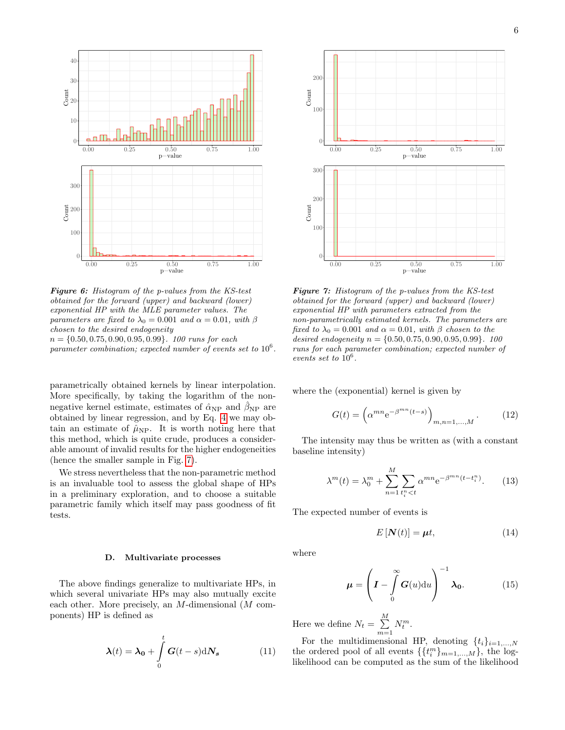*Figure 6: Histogram of the p-values from the KS-test obtained for the forward (upper) and backward (lower) exponential HP with the MLE parameter values. The parameters are fixed to $\lambda_0 = 0.001$ and $\alpha = 0.01$, with $\beta$ chosen to the desired endogeneity $n = \{0.50, 0.75, 0.90, 0.95, 0.99\}$. 100 runs for each parameter combination; expected number of events set to $10^6$.*

*Figure 7: Histogram of the p-values from the KS-test obtained for the forward (upper) and backward (lower) exponential HP with parameters extracted from the non-parametrically estimated kernels. The parameters are fixed to $\lambda_0 = 0.001$ and $\alpha = 0.01$, with $\beta$ chosen to the desired endogeneity $n = \{0.50, 0.75, 0.90, 0.95, 0.99\}$. 100 runs for each parameter combination; expected number of events set to $10^6$.*

parametrically obtained kernels by linear interpolation. More specifically, by taking the logarithm of the non-negative kernel estimate, estimates of $\hat{\alpha}_{\mathrm{NP}}$ and $\hat{\beta}_{\mathrm{NP}}$ are obtained by linear regression, and by Eq. 4 we may obtain an estimate of $\hat{\mu}_{\mathrm{NP}}$. It is worth noting here that this method, which is quite crude, produces a considerable amount of invalid results for the higher endogeneities (hence the smaller sample in Fig. 7).

We stress nevertheless that the non-parametric method is an invaluable tool to assess the global shape of HPs in a preliminary exploration, and to choose a suitable parametric family which itself may pass goodness of fit tests.

### D. Multivariate processes

The above findings generalize to multivariate HPs, in which several univariate HPs may also mutually excite each other. More precisely, an $M$-dimensional ($M$ components) HP is defined as

$$\boldsymbol{\lambda}(t) = \boldsymbol{\lambda_0} + \int_0^t \boldsymbol{G}(t-s)\mathrm{d}\boldsymbol{N_s} \tag{11}$$

where the (exponential) kernel is given by

$$G(t) = \left(\alpha^{mn}\mathrm{e}^{-\beta^{mn}(t-s)}\right)_{m,n=1,\dots,M}. \tag{12}$$

The intensity may thus be written as (with a constant baseline intensity)

$$\lambda^m(t) = \lambda_0^m + \sum_{n=1}^{M}\sum_{t_i^n < t} \alpha^{mn}\mathrm{e}^{-\beta^{mn}(t-t_i^n)}. \tag{13}$$

The expected number of events is

$$E\left[\boldsymbol{N}(t)\right] = \boldsymbol{\mu}t, \tag{14}$$

where

$$\boldsymbol{\mu} = \left(\boldsymbol{I} - \int_0^\infty \boldsymbol{G}(u)\mathrm{d}u\right)^{-1}\boldsymbol{\lambda_0}. \tag{15}$$

Here we define $N_t = \sum_{m=1}^{M} N_t^m$.

For the multidimensional HP, denoting $\{t_i\}_{i=1,\dots,N}$ the ordered pool of all events $\{\{t_i^m\}_{m=1,\dots,M}\}$, the log-likelihood can be computed as the sum of the likelihood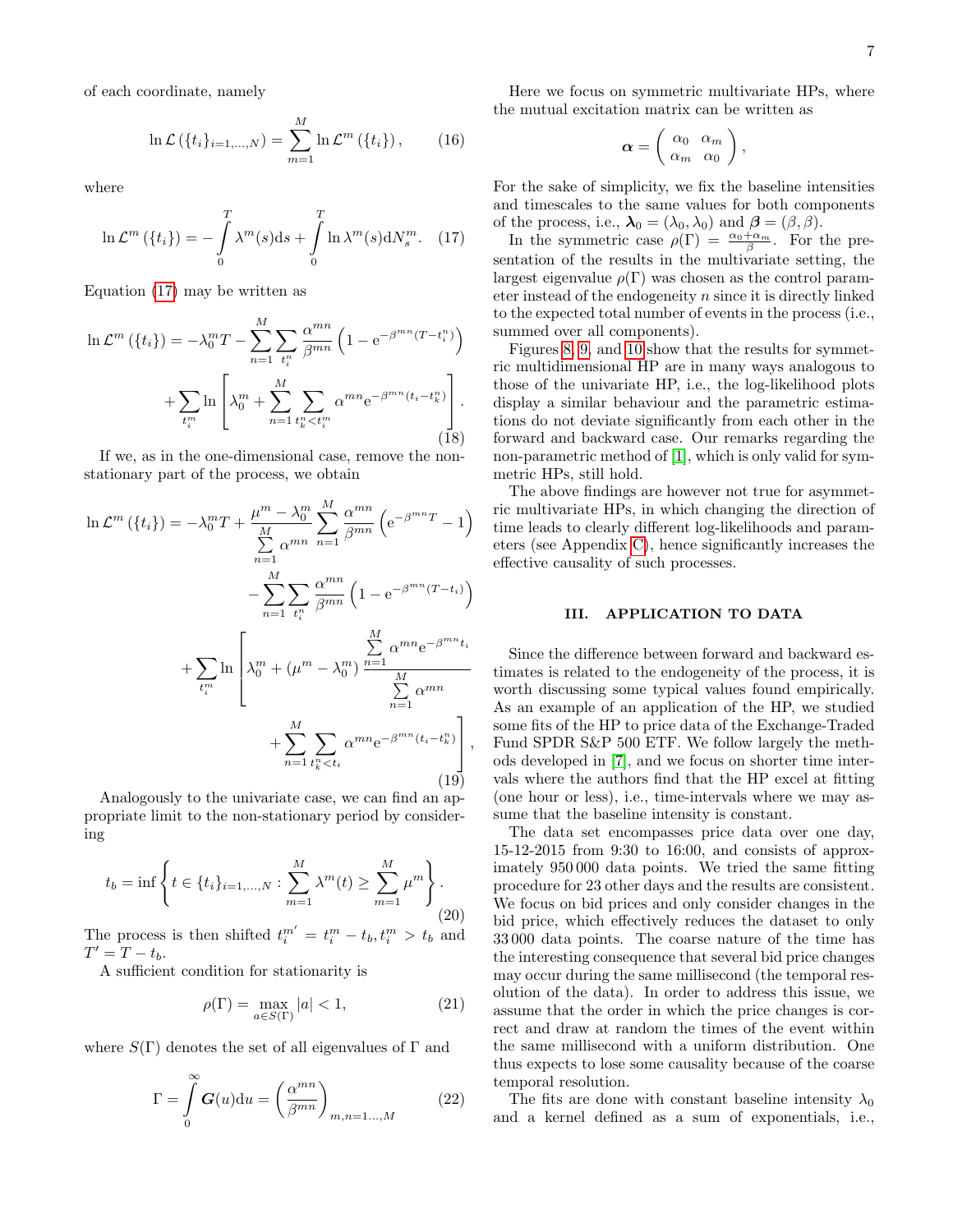of each coordinate, namely

$$\ln \mathcal{L}\left(\{t_i\}_{i=1,\dots,N}\right) = \sum_{m=1}^{M} \ln \mathcal{L}^m\left(\{t_i\}\right), \tag{16}$$

where

$$\ln \mathcal{L}^m\left(\{t_i\}\right) = -\int_0^T \lambda^m(s)\mathrm{d}s + \int_0^T \ln \lambda^m(s)\mathrm{d}N_s^m. \tag{17}$$

Equation (17) may be written as

$$\ln \mathcal{L}^m\left(\{t_i\}\right) = -\lambda_0^m T - \sum_{n=1}^{M}\sum_{t_i^n} \frac{\alpha^{mn}}{\beta^{mn}}\left(1 - \mathrm{e}^{-\beta^{mn}(T-t_i^n)}\right) + \sum_{t_i^m} \ln\left[\lambda_0^m + \sum_{n=1}^{M}\sum_{t_k^n<t_i^m} \alpha^{mn}\mathrm{e}^{-\beta^{mn}(t_i-t_k^n)}\right]. \tag{18}$$

If we, as in the one-dimensional case, remove the non-stationary part of the process, we obtain

$$\begin{aligned}\ln \mathcal{L}^m\left(\{t_i\}\right) = &-\lambda_0^m T + \frac{\mu^m - \lambda_0^m}{\sum\limits_{n=1}^{M}\alpha^{mn}} \sum_{n=1}^{M} \frac{\alpha^{mn}}{\beta^{mn}}\left(\mathrm{e}^{-\beta^{mn}T} - 1\right) \\ &- \sum_{n=1}^{M}\sum_{t_i^n} \frac{\alpha^{mn}}{\beta^{mn}}\left(1 - \mathrm{e}^{-\beta^{mn}(T-t_i)}\right) \\ &+ \sum_{t_i^m} \ln\left[\lambda_0^m + (\mu^m - \lambda_0^m)\frac{\sum\limits_{n=1}^{M}\alpha^{mn}\mathrm{e}^{-\beta^{mn}t_i}}{\sum\limits_{n=1}^{M}\alpha^{mn}} + \sum_{n=1}^{M}\sum_{t_k^n<t_i} \alpha^{mn}\mathrm{e}^{-\beta^{mn}(t_i-t_k^n)}\right],\end{aligned} \tag{19}$$

Analogously to the univariate case, we can find an appropriate limit to the non-stationary period by considering

$$t_b = \inf\left\{t \in \{t_i\}_{i=1,\dots,N} : \sum_{m=1}^{M} \lambda^m(t) \geq \sum_{m=1}^{M} \mu^m\right\}. \tag{20}$$

The process is then shifted $t_i^{m'} = t_i^m - t_b, t_i^m > t_b$ and $T' = T - t_b$.

A sufficient condition for stationarity is

$$\rho(\Gamma) = \max_{a \in S(\Gamma)} |a| < 1, \tag{21}$$

where $S(\Gamma)$ denotes the set of all eigenvalues of $\Gamma$ and

$$\Gamma = \int_0^\infty \boldsymbol{G}(u)\mathrm{d}u = \left(\frac{\alpha^{mn}}{\beta^{mn}}\right)_{m,n=1\dots,M} \tag{22}$$

Here we focus on symmetric multivariate HPs, where the mutual excitation matrix can be written as

$$\boldsymbol{\alpha} = \begin{pmatrix} \alpha_0 & \alpha_m \\ \alpha_m & \alpha_0 \end{pmatrix},$$

For the sake of simplicity, we fix the baseline intensities and timescales to the same values for both components of the process, i.e., $\boldsymbol{\lambda}_0 = (\lambda_0, \lambda_0)$ and $\boldsymbol{\beta} = (\beta, \beta)$.

In the symmetric case $\rho(\Gamma) = \frac{\alpha_0 + \alpha_m}{\beta}$. For the presentation of the results in the multivariate setting, the largest eigenvalue $\rho(\Gamma)$ was chosen as the control parameter instead of the endogeneity $n$ since it is directly linked to the expected total number of events in the process (i.e., summed over all components).

Figures 8, 9, and 10 show that the results for symmetric multidimensional HP are in many ways analogous to those of the univariate HP, i.e., the log-likelihood plots display a similar behaviour and the parametric estimations do not deviate significantly from each other in the forward and backward case. Our remarks regarding the non-parametric method of [1], which is only valid for symmetric HPs, still hold.

The above findings are however not true for asymmetric multivariate HPs, in which changing the direction of time leads to clearly different log-likelihoods and parameters (see Appendix C), hence significantly increases the effective causality of such processes.

## III. APPLICATION TO DATA

Since the difference between forward and backward estimates is related to the endogeneity of the process, it is worth discussing some typical values found empirically. As an example of an application of the HP, we studied some fits of the HP to price data of the Exchange-Traded Fund SPDR S&P 500 ETF. We follow largely the methods developed in [7], and we focus on shorter time intervals where the authors find that the HP excel at fitting (one hour or less), i.e., time-intervals where we may assume that the baseline intensity is constant.

The data set encompasses price data over one day, 15-12-2015 from 9:30 to 16:00, and consists of approximately 950 000 data points. We tried the same fitting procedure for 23 other days and the results are consistent. We focus on bid prices and only consider changes in the bid price, which effectively reduces the dataset to only 33 000 data points. The coarse nature of the time has the interesting consequence that several bid price changes may occur during the same millisecond (the temporal resolution of the data). In order to address this issue, we assume that the order in which the price changes is correct and draw at random the times of the event within the same millisecond with a uniform distribution. One thus expects to lose some causality because of the coarse temporal resolution.

The fits are done with constant baseline intensity $\lambda_0$ and a kernel defined as a sum of exponentials, i.e.,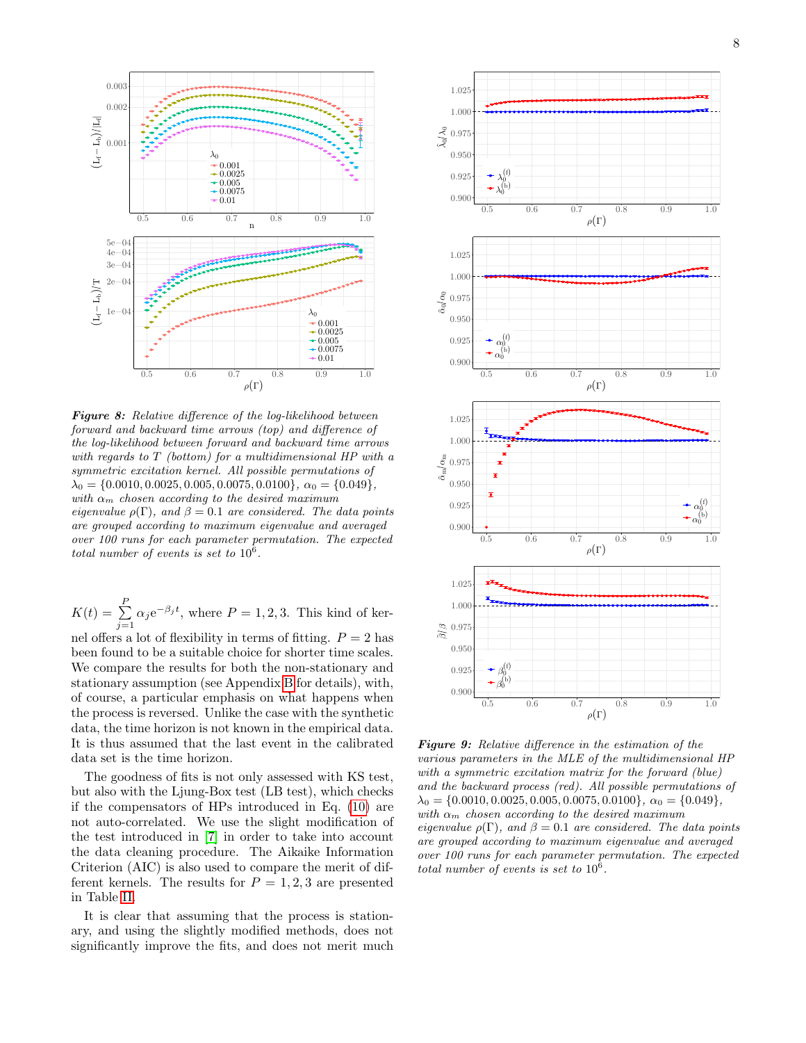***Figure 8:*** *Relative difference of the log-likelihood between forward and backward time arrows (top) and difference of the log-likelihood between forward and backward time arrows with regards to T (bottom) for a multidimensional HP with a symmetric excitation kernel. All possible permutations of* $\lambda_0 = \{0.0010, 0.0025, 0.005, 0.0075, 0.0100\}$*,* $\alpha_0 = \{0.049\}$*, with* $\alpha_m$ *chosen according to the desired maximum eigenvalue* $\rho(\Gamma)$*, and* $\beta = 0.1$ *are considered. The data points are grouped according to maximum eigenvalue and averaged over 100 runs for each parameter permutation. The expected total number of events is set to* $10^6$*.*

***Figure 9:*** *Relative difference in the estimation of the various parameters in the MLE of the multidimensional HP with a symmetric excitation matrix for the forward (blue) and the backward process (red). All possible permutations of* $\lambda_0 = \{0.0010, 0.0025, 0.005, 0.0075, 0.0100\}$*,* $\alpha_0 = \{0.049\}$*, with* $\alpha_m$ *chosen according to the desired maximum eigenvalue* $\rho(\Gamma)$*, and* $\beta = 0.1$ *are considered. The data points are grouped according to maximum eigenvalue and averaged over 100 runs for each parameter permutation. The expected total number of events is set to* $10^6$*.*

$K(t) = \sum_{j=1}^{P} \alpha_j e^{-\beta_j t}$, where $P = 1, 2, 3$. This kind of kernel offers a lot of flexibility in terms of fitting. $P = 2$ has been found to be a suitable choice for shorter time scales. We compare the results for both the non-stationary and stationary assumption (see Appendix B for details), with, of course, a particular emphasis on what happens when the process is reversed. Unlike the case with the synthetic data, the time horizon is not known in the empirical data. It is thus assumed that the last event in the calibrated data set is the time horizon.

The goodness of fits is not only assessed with KS test, but also with the Ljung-Box test (LB test), which checks if the compensators of HPs introduced in Eq. (10) are not auto-correlated. We use the slight modification of the test introduced in [7] in order to take into account the data cleaning procedure. The Aikaike Information Criterion (AIC) is also used to compare the merit of different kernels. The results for $P = 1, 2, 3$ are presented in Table II.

It is clear that assuming that the process is stationary, and using the slightly modified methods, does not significantly improve the fits, and does not merit much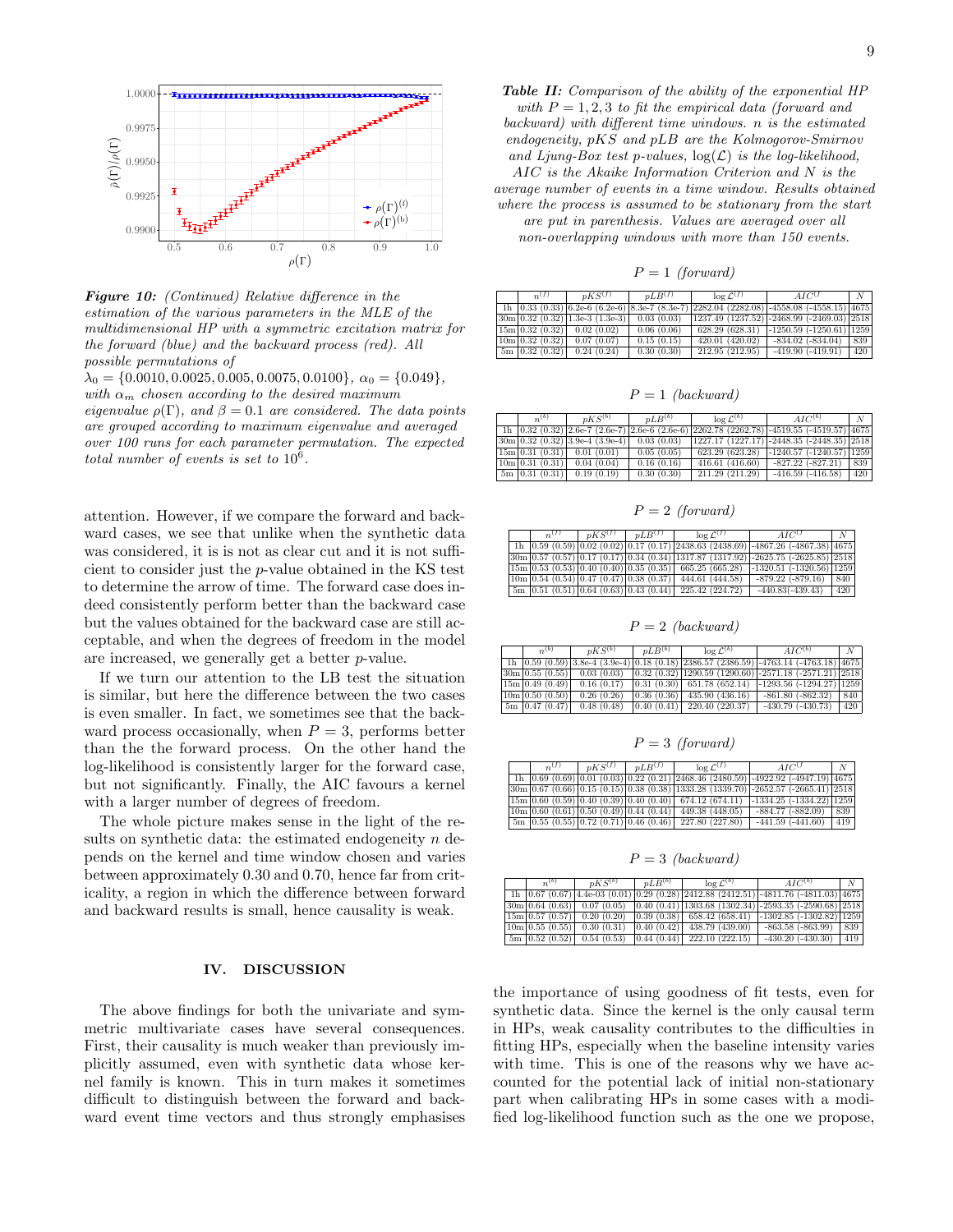*Figure 10:* *(Continued) Relative difference in the estimation of the various parameters in the MLE of the multidimensional HP with a symmetric excitation matrix for the forward (blue) and the backward process (red). All possible permutations of $\lambda_0 = \{0.0010, 0.0025, 0.005, 0.0075, 0.0100\}$, $\alpha_0 = \{0.049\}$, with $\alpha_m$ chosen according to the desired maximum eigenvalue $\rho(\Gamma)$, and $\beta = 0.1$ are considered. The data points are grouped according to maximum eigenvalue and averaged over 100 runs for each parameter permutation. The expected total number of events is set to $10^6$.*

attention. However, if we compare the forward and backward cases, we see that unlike when the synthetic data was considered, it is is not as clear cut and it is not sufficient to consider just the $p$-value obtained in the KS test to determine the arrow of time. The forward case does indeed consistently perform better than the backward case but the values obtained for the backward case are still acceptable, and when the degrees of freedom in the model are increased, we generally get a better $p$-value.

If we turn our attention to the LB test the situation is similar, but here the difference between the two cases is even smaller. In fact, we sometimes see that the backward process occasionally, when $P = 3$, performs better than the the forward process. On the other hand the log-likelihood is consistently larger for the forward case, but not significantly. Finally, the AIC favours a kernel with a larger number of degrees of freedom.

The whole picture makes sense in the light of the results on synthetic data: the estimated endogeneity $n$ depends on the kernel and time window chosen and varies between approximately 0.30 and 0.70, hence far from criticality, a region in which the difference between forward and backward results is small, hence causality is weak.

**Table II:** *Comparison of the ability of the exponential HP with $P = 1, 2, 3$ to fit the empirical data (forward and backward) with different time windows. $n$ is the estimated endogeneity, $pKS$ and $pLB$ are the Kolmogorov-Smirnov and Ljung-Box test p-values, $\log(\mathcal{L})$ is the log-likelihood, AIC is the Akaike Information Criterion and $N$ is the average number of events in a time window. Results obtained where the process is assumed to be stationary from the start are put in parenthesis. Values are averaged over all non-overlapping windows with more than 150 events.*

*$P = 1$ (forward)*

| | $n^{(f)}$ | $pKS^{(f)}$ | $pLB^{(f)}$ | $\log\mathcal{L}^{(f)}$ | $AIC^{(f)}$ | $N$ |
|---|---|---|---|---|---|---|
| 1h | 0.33 (0.33) | 6.2e-6 (6.2e-6) | 8.3e-7 (8.3e-7) | 2282.04 (2282.08) | -4558.08 (-4558.15) | 4675 |
| 30m | 0.32 (0.32) | 1.3e-3 (1.3e-3) | 0.03 (0.03) | 1237.49 (1237.52) | -2468.99 (-2469.03) | 2518 |
| 15m | 0.32 (0.32) | 0.02 (0.02) | 0.06 (0.06) | 628.29 (628.31) | -1250.59 (-1250.61) | 1259 |
| 10m | 0.32 (0.32) | 0.07 (0.07) | 0.15 (0.15) | 420.01 (420.02) | -834.02 (-834.04) | 839 |
| 5m | 0.32 (0.32) | 0.24 (0.24) | 0.30 (0.30) | 212.95 (212.95) | -419.90 (-419.91) | 420 |

*$P = 1$ (backward)*

| | $n^{(b)}$ | $pKS^{(b)}$ | $pLB^{(b)}$ | $\log\mathcal{L}^{(b)}$ | $AIC^{(b)}$ | $N$ |
|---|---|---|---|---|---|---|
| 1h | 0.32 (0.32) | 2.6e-7 (2.6e-7) | 2.6e-6 (2.6e-6) | 2262.78 (2262.78) | -4519.55 (-4519.57) | 4675 |
| 30m | 0.32 (0.32) | 3.9e-4 (3.9e-4) | 0.03 (0.03) | 1227.17 (1227.17) | -2448.35 (-2448.35) | 2518 |
| 15m | 0.31 (0.31) | 0.01 (0.01) | 0.05 (0.05) | 623.29 (623.28) | -1240.57 (-1240.57) | 1259 |
| 10m | 0.31 (0.31) | 0.04 (0.04) | 0.16 (0.16) | 416.61 (416.60) | -827.22 (-827.21) | 839 |
| 5m | 0.31 (0.31) | 0.19 (0.19) | 0.30 (0.30) | 211.29 (211.29) | -416.59 (-416.58) | 420 |

*$P = 2$ (forward)*

| | $n^{(f)}$ | $pKS^{(f)}$ | $pLB^{(f)}$ | $\log\mathcal{L}^{(f)}$ | $AIC^{(f)}$ | $N$ |
|---|---|---|---|---|---|---|
| 1h | 0.59 (0.59) | 0.02 (0.02) | 0.17 (0.17) | 2438.63 (2438.69) | -4867.26 (-4867.38) | 4675 |
| 30m | 0.57 (0.57) | 0.17 (0.17) | 0.34 (0.34) | 1317.87 (1317.92) | -2625.75 (-2625.85) | 2518 |
| 15m | 0.53 (0.53) | 0.40 (0.40) | 0.35 (0.35) | 665.25 (665.28) | -1320.51 (-1320.56) | 1259 |
| 10m | 0.54 (0.54) | 0.47 (0.47) | 0.38 (0.37) | 444.61 (444.58) | -879.22 (-879.16) | 840 |
| 5m | 0.51 (0.51) | 0.64 (0.63) | 0.43 (0.44) | 225.42 (224.72) | -440.83(-439.43) | 420 |

*$P = 2$ (backward)*

| | $n^{(b)}$ | $pKS^{(b)}$ | $pLB^{(b)}$ | $\log\mathcal{L}^{(b)}$ | $AIC^{(b)}$ | $N$ |
|---|---|---|---|---|---|---|
| 1h | 0.59 (0.59) | 3.8e-4 (3.9e-4) | 0.18 (0.18) | 2386.57 (2386.59) | -4763.14 (-4763.18) | 4675 |
| 30m | 0.55 (0.55) | 0.03 (0.03) | 0.32 (0.32) | 1290.59 (1290.60) | -2571.18 (-2571.21) | 2518 |
| 15m | 0.49 (0.49) | 0.16 (0.17) | 0.31 (0.30) | 651.78 (652.14) | -1293.56 (-1294.27) | 1259 |
| 10m | 0.50 (0.50) | 0.26 (0.26) | 0.36 (0.36) | 435.90 (436.16) | -861.80 (-862.32) | 840 |
| 5m | 0.47 (0.47) | 0.48 (0.48) | 0.40 (0.41) | 220.40 (220.37) | -430.79 (-430.73) | 420 |

*$P = 3$ (forward)*

| | $n^{(f)}$ | $pKS^{(f)}$ | $pLB^{(f)}$ | $\log\mathcal{L}^{(f)}$ | $AIC^{(f)}$ | $N$ |
|---|---|---|---|---|---|---|
| 1h | 0.69 (0.69) | 0.01 (0.03) | 0.22 (0.21) | 2468.46 (2480.59) | -4922.92 (-4947.19) | 4675 |
| 30m | 0.67 (0.66) | 0.15 (0.15) | 0.38 (0.38) | 1333.28 (1339.70) | -2652.57 (-2665.41) | 2518 |
| 15m | 0.60 (0.59) | 0.40 (0.39) | 0.40 (0.40) | 674.12 (674.11) | -1334.25 (-1334.22) | 1259 |
| 10m | 0.60 (0.61) | 0.50 (0.49) | 0.44 (0.44) | 449.38 (448.05) | -884.77 (-882.09) | 839 |
| 5m | 0.55 (0.55) | 0.72 (0.71) | 0.46 (0.46) | 227.80 (227.80) | -441.59 (-441.60) | 419 |

*$P = 3$ (backward)*

| | $n^{(b)}$ | $pKS^{(b)}$ | $pLB^{(b)}$ | $\log\mathcal{L}^{(b)}$ | $AIC^{(b)}$ | $N$ |
|---|---|---|---|---|---|---|
| 1h | 0.67 (0.67) | 4.4e-03 (0.01) | 0.29 (0.28) | 2412.88 (2412.51) | -4811.76 (-4811.03) | 4675 |
| 30m | 0.64 (0.63) | 0.07 (0.05) | 0.40 (0.41) | 1303.68 (1302.34) | -2593.35 (-2590.68) | 2518 |
| 15m | 0.57 (0.57) | 0.20 (0.20) | 0.39 (0.38) | 658.42 (658.41) | -1302.85 (-1302.82) | 1259 |
| 10m | 0.55 (0.55) | 0.30 (0.31) | 0.40 (0.42) | 438.79 (439.00) | -863.58 (-863.99) | 839 |
| 5m | 0.52 (0.52) | 0.54 (0.53) | 0.44 (0.44) | 222.10 (222.15) | -430.20 (-430.30) | 419 |

## IV. DISCUSSION

The above findings for both the univariate and symmetric multivariate cases have several consequences. First, their causality is much weaker than previously implicitly assumed, even with synthetic data whose kernel family is known. This in turn makes it sometimes difficult to distinguish between the forward and backward event time vectors and thus strongly emphasises the importance of using goodness of fit tests, even for synthetic data. Since the kernel is the only causal term in HPs, weak causality contributes to the difficulties in fitting HPs, especially when the baseline intensity varies with time. This is one of the reasons why we have accounted for the potential lack of initial non-stationary part when calibrating HPs in some cases with a modified log-likelihood function such as the one we propose,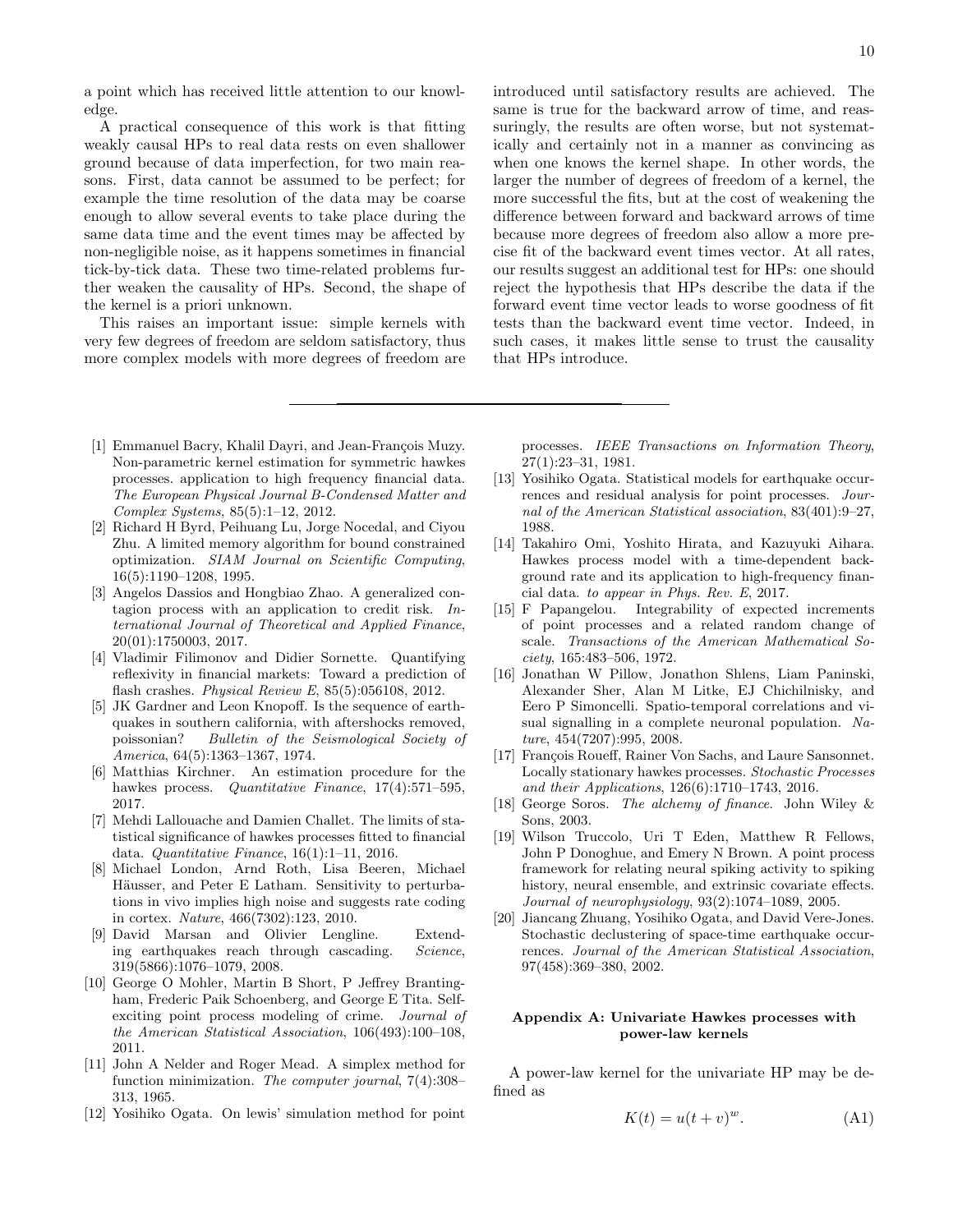a point which has received little attention to our knowledge.

A practical consequence of this work is that fitting weakly causal HPs to real data rests on even shallower ground because of data imperfection, for two main reasons. First, data cannot be assumed to be perfect; for example the time resolution of the data may be coarse enough to allow several events to take place during the same data time and the event times may be affected by non-negligible noise, as it happens sometimes in financial tick-by-tick data. These two time-related problems further weaken the causality of HPs. Second, the shape of the kernel is a priori unknown.

This raises an important issue: simple kernels with very few degrees of freedom are seldom satisfactory, thus more complex models with more degrees of freedom are introduced until satisfactory results are achieved. The same is true for the backward arrow of time, and reassuringly, the results are often worse, but not systematically and certainly not in a manner as convincing as when one knows the kernel shape. In other words, the larger the number of degrees of freedom of a kernel, the more successful the fits, but at the cost of weakening the difference between forward and backward arrows of time because more degrees of freedom also allow a more precise fit of the backward event times vector. At all rates, our results suggest an additional test for HPs: one should reject the hypothesis that HPs describe the data if the forward event time vector leads to worse goodness of fit tests than the backward event time vector. Indeed, in such cases, it makes little sense to trust the causality that HPs introduce.

---

[1] Emmanuel Bacry, Khalil Dayri, and Jean-François Muzy. Non-parametric kernel estimation for symmetric hawkes processes. application to high frequency financial data. *The European Physical Journal B-Condensed Matter and Complex Systems*, 85(5):1–12, 2012.

[2] Richard H Byrd, Peihuang Lu, Jorge Nocedal, and Ciyou Zhu. A limited memory algorithm for bound constrained optimization. *SIAM Journal on Scientific Computing*, 16(5):1190–1208, 1995.

[3] Angelos Dassios and Hongbiao Zhao. A generalized contagion process with an application to credit risk. *International Journal of Theoretical and Applied Finance*, 20(01):1750003, 2017.

[4] Vladimir Filimonov and Didier Sornette. Quantifying reflexivity in financial markets: Toward a prediction of flash crashes. *Physical Review E*, 85(5):056108, 2012.

[5] JK Gardner and Leon Knopoff. Is the sequence of earthquakes in southern california, with aftershocks removed, poissonian? *Bulletin of the Seismological Society of America*, 64(5):1363–1367, 1974.

[6] Matthias Kirchner. An estimation procedure for the hawkes process. *Quantitative Finance*, 17(4):571–595, 2017.

[7] Mehdi Lallouache and Damien Challet. The limits of statistical significance of hawkes processes fitted to financial data. *Quantitative Finance*, 16(1):1–11, 2016.

[8] Michael London, Arnd Roth, Lisa Beeren, Michael Häusser, and Peter E Latham. Sensitivity to perturbations in vivo implies high noise and suggests rate coding in cortex. *Nature*, 466(7302):123, 2010.

[9] David Marsan and Olivier Lengline. Extending earthquakes reach through cascading. *Science*, 319(5866):1076–1079, 2008.

[10] George O Mohler, Martin B Short, P Jeffrey Brantingham, Frederic Paik Schoenberg, and George E Tita. Self-exciting point process modeling of crime. *Journal of the American Statistical Association*, 106(493):100–108, 2011.

[11] John A Nelder and Roger Mead. A simplex method for function minimization. *The computer journal*, 7(4):308–313, 1965.

[12] Yosihiko Ogata. On lewis' simulation method for point processes. *IEEE Transactions on Information Theory*, 27(1):23–31, 1981.

[13] Yosihiko Ogata. Statistical models for earthquake occurrences and residual analysis for point processes. *Journal of the American Statistical association*, 83(401):9–27, 1988.

[14] Takahiro Omi, Yoshito Hirata, and Kazuyuki Aihara. Hawkes process model with a time-dependent background rate and its application to high-frequency financial data. *to appear in Phys. Rev. E*, 2017.

[15] F Papangelou. Integrability of expected increments of point processes and a related random change of scale. *Transactions of the American Mathematical Society*, 165:483–506, 1972.

[16] Jonathan W Pillow, Jonathon Shlens, Liam Paninski, Alexander Sher, Alan M Litke, EJ Chichilnisky, and Eero P Simoncelli. Spatio-temporal correlations and visual signalling in a complete neuronal population. *Nature*, 454(7207):995, 2008.

[17] François Roueff, Rainer Von Sachs, and Laure Sansonnet. Locally stationary hawkes processes. *Stochastic Processes and their Applications*, 126(6):1710–1743, 2016.

[18] George Soros. *The alchemy of finance*. John Wiley & Sons, 2003.

[19] Wilson Truccolo, Uri T Eden, Matthew R Fellows, John P Donoghue, and Emery N Brown. A point process framework for relating neural spiking activity to spiking history, neural ensemble, and extrinsic covariate effects. *Journal of neurophysiology*, 93(2):1074–1089, 2005.

[20] Jiancang Zhuang, Yosihiko Ogata, and David Vere-Jones. Stochastic declustering of space-time earthquake occurrences. *Journal of the American Statistical Association*, 97(458):369–380, 2002.

## Appendix A: Univariate Hawkes processes with power-law kernels

A power-law kernel for the univariate HP may be defined as

$$K(t) = u(t+v)^{w}. \tag{A1}$$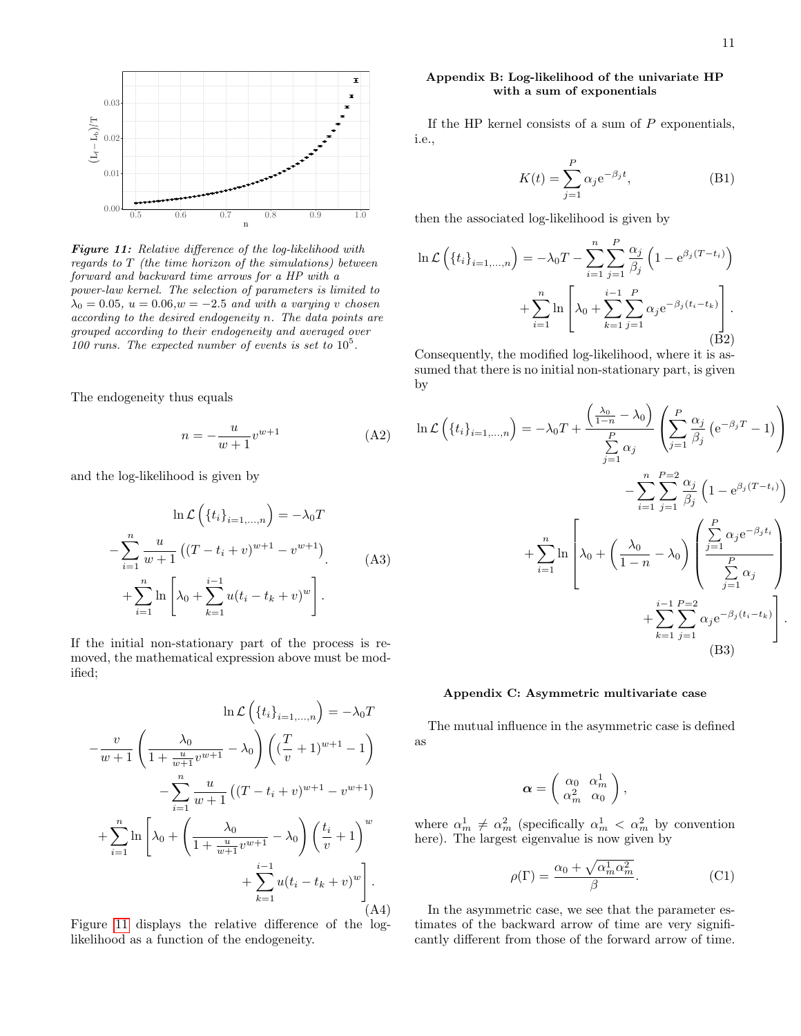*Figure 11: Relative difference of the log-likelihood with regards to T (the time horizon of the simulations) between forward and backward time arrows for a HP with a power-law kernel. The selection of parameters is limited to $\lambda_0 = 0.05$, $u = 0.06$, $w = -2.5$ and with a varying $v$ chosen according to the desired endogeneity $n$. The data points are grouped according to their endogeneity and averaged over 100 runs. The expected number of events is set to $10^5$.*

The endogeneity thus equals

$$n = -\frac{u}{w+1} v^{w+1} \tag{A2}$$

and the log-likelihood is given by

$$\begin{aligned} \ln \mathcal{L}\left(\{t_i\}_{i=1,\ldots,n}\right) &= -\lambda_0 T \\ -\sum_{i=1}^{n} \frac{u}{w+1} &\left((T - t_i + v)^{w+1} - v^{w+1}\right) \\ +\sum_{i=1}^{n} \ln &\left[\lambda_0 + \sum_{k=1}^{i-1} u(t_i - t_k + v)^w\right]. \end{aligned} \tag{A3}$$

If the initial non-stationary part of the process is removed, the mathematical expression above must be modified;

$$\begin{aligned} \ln \mathcal{L}\left(\{t_i\}_{i=1,\ldots,n}\right) &= -\lambda_0 T \\ -\frac{v}{w+1}\left(\frac{\lambda_0}{1+\frac{u}{w+1}v^{w+1}} - \lambda_0\right) &\left(\left(\frac{T}{v}+1\right)^{w+1} - 1\right) \\ -\sum_{i=1}^{n} \frac{u}{w+1} &\left((T - t_i + v)^{w+1} - v^{w+1}\right) \\ +\sum_{i=1}^{n} \ln \Bigg[\lambda_0 + &\left(\frac{\lambda_0}{1+\frac{u}{w+1}v^{w+1}} - \lambda_0\right)\left(\frac{t_i}{v}+1\right)^w \\ &+ \sum_{k=1}^{i-1} u(t_i - t_k + v)^w\Bigg]. \end{aligned} \tag{A4}$$

Figure 11 displays the relative difference of the log-likelihood as a function of the endogeneity.

## Appendix B: Log-likelihood of the univariate HP with a sum of exponentials

If the HP kernel consists of a sum of $P$ exponentials, i.e.,

$$K(t) = \sum_{j=1}^{P} \alpha_j e^{-\beta_j t}, \tag{B1}$$

then the associated log-likelihood is given by

$$\begin{aligned} \ln \mathcal{L}\left(\{t_i\}_{i=1,\ldots,n}\right) &= -\lambda_0 T - \sum_{i=1}^{n} \sum_{j=1}^{P} \frac{\alpha_j}{\beta_j}\left(1 - e^{-\beta_j (T - t_i)}\right) \\ &+ \sum_{i=1}^{n} \ln\left[\lambda_0 + \sum_{k=1}^{i-1} \sum_{j=1}^{P} \alpha_j e^{-\beta_j (t_i - t_k)}\right]. \end{aligned} \tag{B2}$$

Consequently, the modified log-likelihood, where it is assumed that there is no initial non-stationary part, is given by

$$\begin{aligned} \ln \mathcal{L}\left(\{t_i\}_{i=1,\ldots,n}\right) &= -\lambda_0 T + \frac{\left(\frac{\lambda_0}{1-n} - \lambda_0\right)}{\sum\limits_{j=1}^{P} \alpha_j}\left(\sum_{j=1}^{P} \frac{\alpha_j}{\beta_j}\left(e^{-\beta_j T} - 1\right)\right) \\ &- \sum_{i=1}^{n} \sum_{j=1}^{P=2} \frac{\alpha_j}{\beta_j}\left(1 - e^{\beta_j (T - t_i)}\right) \\ &+ \sum_{i=1}^{n} \ln\Bigg[\lambda_0 + \left(\frac{\lambda_0}{1-n} - \lambda_0\right)\left(\frac{\sum\limits_{j=1}^{P} \alpha_j e^{-\beta_j t_i}}{\sum\limits_{j=1}^{P} \alpha_j}\right) \\ &+ \sum_{k=1}^{i-1} \sum_{j=1}^{P=2} \alpha_j e^{-\beta_j (t_i - t_k)}\Bigg]. \end{aligned} \tag{B3}$$

## Appendix C: Asymmetric multivariate case

The mutual influence in the asymmetric case is defined as

$$\boldsymbol{\alpha} = \begin{pmatrix} \alpha_0 & \alpha_m^1 \\ \alpha_m^2 & \alpha_0 \end{pmatrix},$$

where $\alpha_m^1 \neq \alpha_m^2$ (specifically $\alpha_m^1 < \alpha_m^2$ by convention here). The largest eigenvalue is now given by

$$\rho(\Gamma) = \frac{\alpha_0 + \sqrt{\alpha_m^1 \alpha_m^2}}{\beta}. \tag{C1}$$

In the asymmetric case, we see that the parameter estimates of the backward arrow of time are very significantly different from those of the forward arrow of time.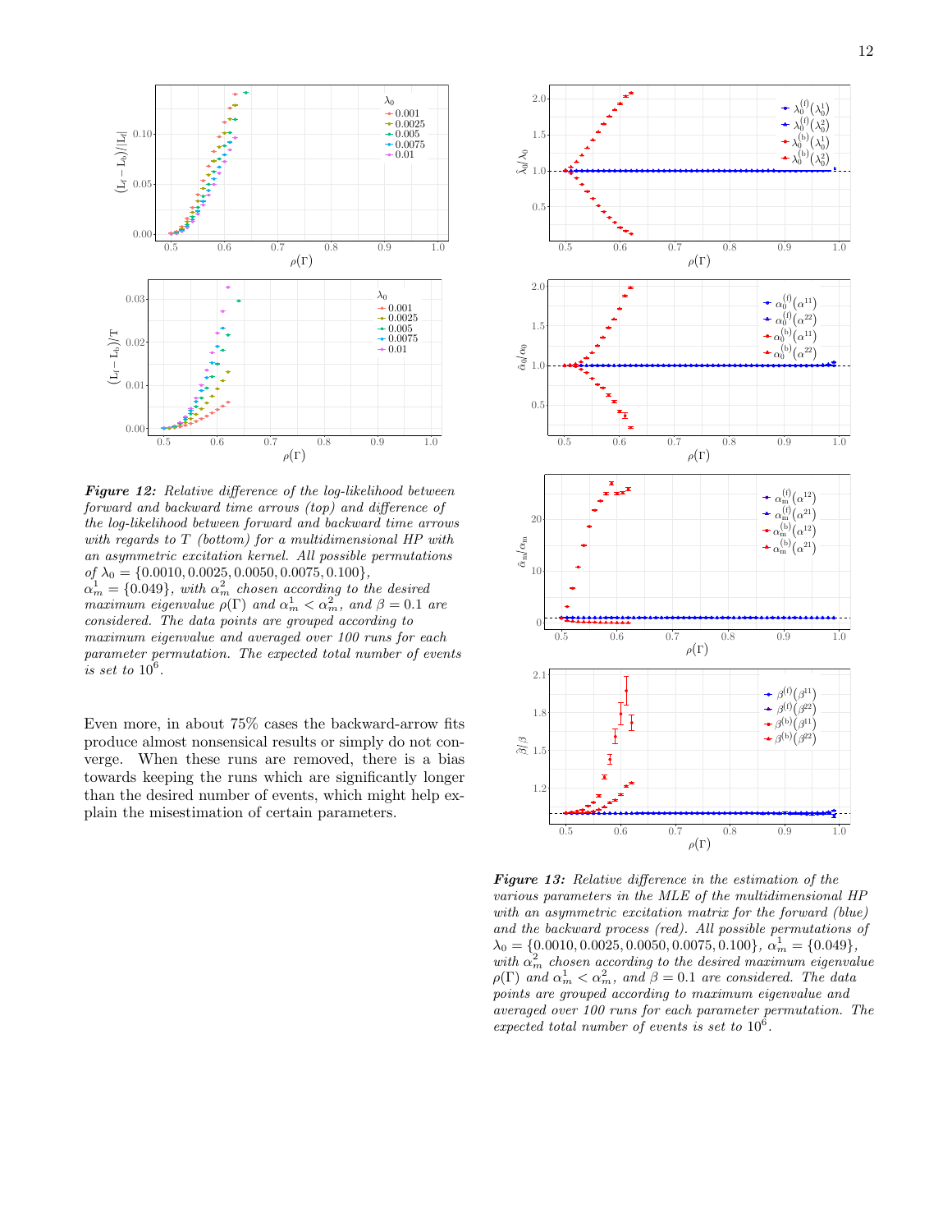***Figure 12:*** *Relative difference of the log-likelihood between forward and backward time arrows (top) and difference of the log-likelihood between forward and backward time arrows with regards to T (bottom) for a multidimensional HP with an asymmetric excitation kernel. All possible permutations of* $\lambda_0 = \{0.0010, 0.0025, 0.0050, 0.0075, 0.100\}$*,* $\alpha_m^1 = \{0.049\}$*, with* $\alpha_m^2$ *chosen according to the desired maximum eigenvalue* $\rho(\Gamma)$ *and* $\alpha_m^1 < \alpha_m^2$*, and* $\beta = 0.1$ *are considered. The data points are grouped according to maximum eigenvalue and averaged over 100 runs for each parameter permutation. The expected total number of events is set to* $10^6$*.*

Even more, in about 75% cases the backward-arrow fits produce almost nonsensical results or simply do not converge. When these runs are removed, there is a bias towards keeping the runs which are significantly longer than the desired number of events, which might help explain the misestimation of certain parameters.

***Figure 13:*** *Relative difference in the estimation of the various parameters in the MLE of the multidimensional HP with an asymmetric excitation matrix for the forward (blue) and the backward process (red). All possible permutations of* $\lambda_0 = \{0.0010, 0.0025, 0.0050, 0.0075, 0.100\}$*,* $\alpha_m^1 = \{0.049\}$*, with* $\alpha_m^2$ *chosen according to the desired maximum eigenvalue* $\rho(\Gamma)$ *and* $\alpha_m^1 < \alpha_m^2$*, and* $\beta = 0.1$ *are considered. The data points are grouped according to maximum eigenvalue and averaged over 100 runs for each parameter permutation. The expected total number of events is set to* $10^6$*.*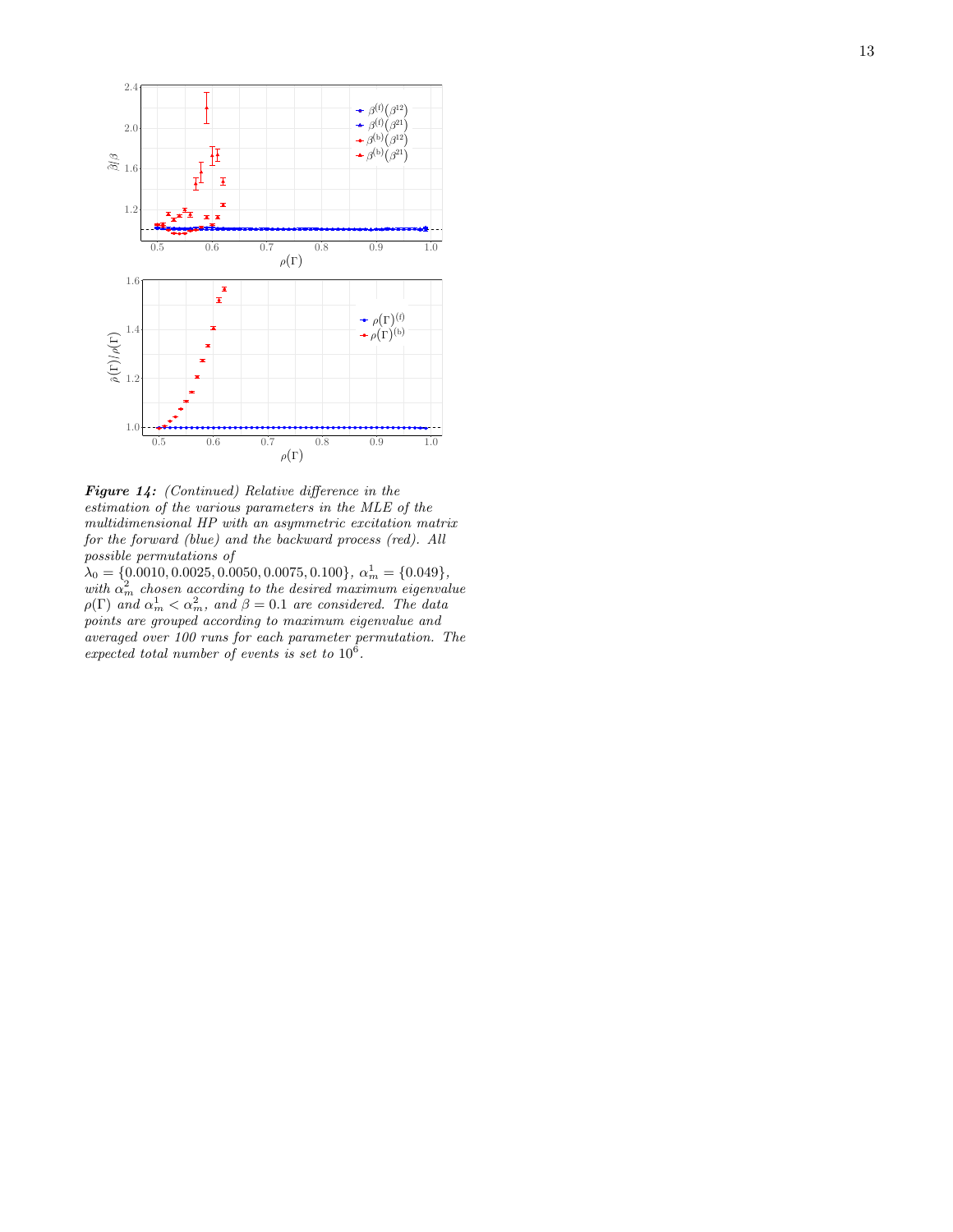2.4
2.0
1.6
1.2
$\hat{\beta}/\beta$
0.5 0.6 0.7 0.8 0.9 1.0
$\rho(\Gamma)$
$\beta^{(f)}(\beta^{12})$
$\beta^{(f)}(\beta^{21})$
$\beta^{(b)}(\beta^{12})$
$\beta^{(b)}(\beta^{21})$

1.6
1.4
1.2
1.0
$\hat{\rho}(\Gamma)/\rho(\Gamma)$
0.5 0.6 0.7 0.8 0.9 1.0
$\rho(\Gamma)$
$\rho(\Gamma)^{(f)}$
$\rho(\Gamma)^{(b)}$

***Figure 14:*** *(Continued) Relative difference in the estimation of the various parameters in the MLE of the multidimensional HP with an asymmetric excitation matrix for the forward (blue) and the backward process (red). All possible permutations of $\lambda_0 = \{0.0010, 0.0025, 0.0050, 0.0075, 0.100\}$, $\alpha_m^1 = \{0.049\}$, with $\alpha_m^2$ chosen according to the desired maximum eigenvalue $\rho(\Gamma)$ and $\alpha_m^1 < \alpha_m^2$, and $\beta = 0.1$ are considered. The data points are grouped according to maximum eigenvalue and averaged over 100 runs for each parameter permutation. The expected total number of events is set to $10^6$.*